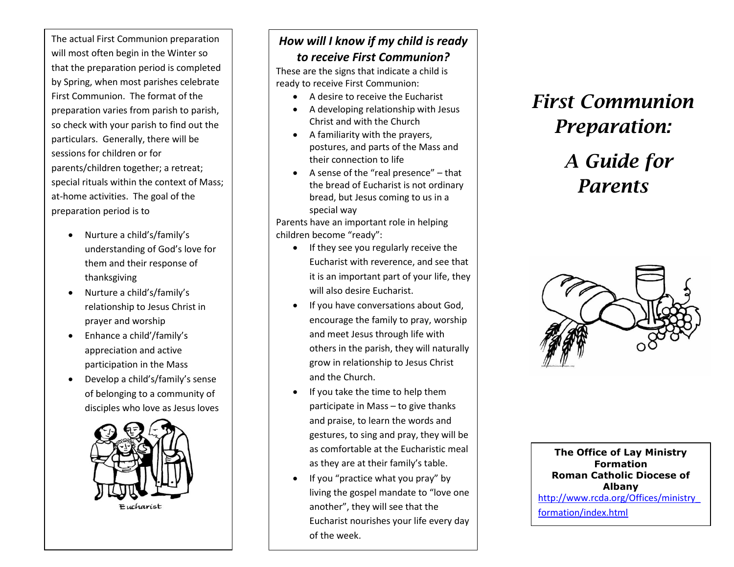The actual First Communion preparation will most often begin in the Winter so that the preparation period is completed by Spring, when most parishes celebrate First Communion. The format of the preparation varies from parish to parish, so check with your parish to find out the particulars. Generally, there will be sessions for children or for parents/children together; a retreat; special rituals within the context of Mass; at-home activities. The goal of the preparation period is to

- Nurture a child's/family's understanding of God's love for them and their response of thanksgiving
- Nurture a child's/family's relationship to Jesus Christ in prayer and worship
- Enhance a child'/family's appreciation and active participation in the Mass
- Develop a child's/family's sense of belonging to a community of disciples who love as Jesus loves

Eucharist

## *How will I know if my child is ready to receive First Communion?*

These are the signs that indicate a child is ready to receive First Communion:

- A desire to receive the Eucharist
- A developing relationship with Jesus Christ and with the Church
- A familiarity with the prayers, postures, and parts of the Mass and their connection to life
- A sense of the "real presence" – that the bread of Eucharist is not ordinary bread, but Jesus coming to us in a special way

Parents have an important role in helping children become "ready":

- If they see you regularly receive the Eucharist with reverence, and see that it is an important part of your life, they will also desire Eucharist.
- If you have conversations about God, encourage the family to pray, worship and meet Jesus through life with others in the parish, they will naturally grow in relationship to Jesus Christ and the Church.
- If you take the time to help them participate in Mass – to give thanks and praise, to learn the words and gestures, to sing and pray, they will be as comfortable at the Eucharistic meal as they are at their family's table.
- If you "practice what you pray" by living the gospel mandate to "love one another", they will see that the Eucharist nourishes your life every day of the week.

# *First Communion Preparation:*

# *A Guide for Parents*

**The Office of Lay Ministry Formation**
**Roman Catholic Diocese of Albany**
http://www.rcda.org/Offices/ministry_formation/index.html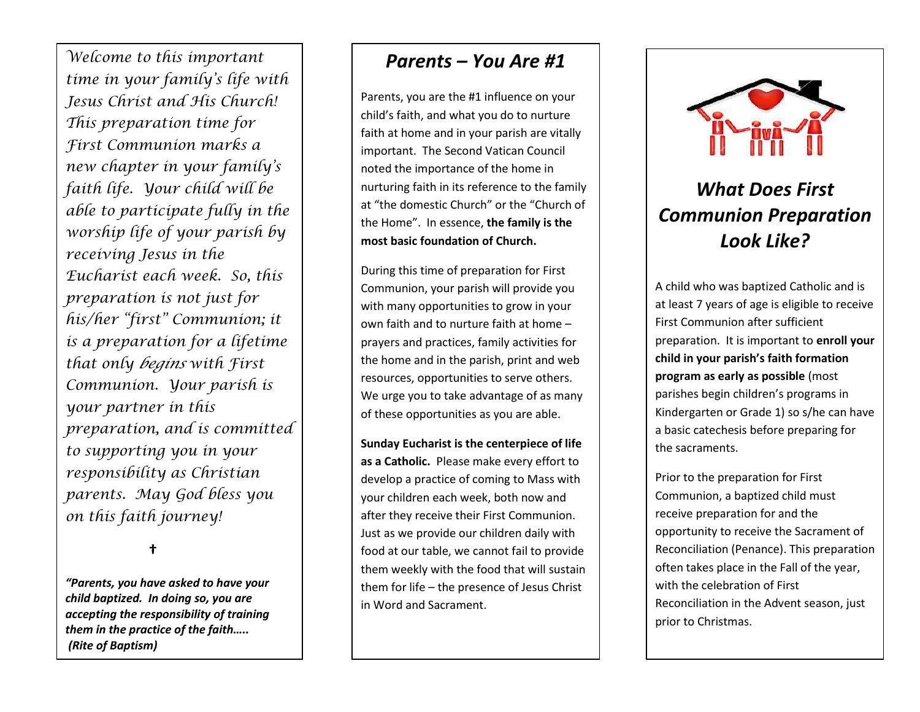*Welcome to this important time in your family's life with Jesus Christ and His Church! This preparation time for First Communion marks a new chapter in your family's faith life. Your child will be able to participate fully in the worship life of your parish by receiving Jesus in the Eucharist each week. So, this preparation is not just for his/her "first" Communion; it is a preparation for a lifetime that only begins with First Communion. Your parish is your partner in this preparation, and is committed to supporting you in your responsibility as Christian parents. May God bless you on this faith journey!*

✝

***"Parents, you have asked to have your child baptized. In doing so, you are accepting the responsibility of training them in the practice of the faith….. (Rite of Baptism)***

## *Parents – You Are #1*

Parents, you are the #1 influence on your child's faith, and what you do to nurture faith at home and in your parish are vitally important. The Second Vatican Council noted the importance of the home in nurturing faith in its reference to the family at "the domestic Church" or the "Church of the Home". In essence, **the family is the most basic foundation of Church.**

During this time of preparation for First Communion, your parish will provide you with many opportunities to grow in your own faith and to nurture faith at home – prayers and practices, family activities for the home and in the parish, print and web resources, opportunities to serve others. We urge you to take advantage of as many of these opportunities as you are able.

**Sunday Eucharist is the centerpiece of life as a Catholic.** Please make every effort to develop a practice of coming to Mass with your children each week, both now and after they receive their First Communion. Just as we provide our children daily with food at our table, we cannot fail to provide them weekly with the food that will sustain them for life – the presence of Jesus Christ in Word and Sacrament.

## *What Does First Communion Preparation Look Like?*

A child who was baptized Catholic and is at least 7 years of age is eligible to receive First Communion after sufficient preparation. It is important to **enroll your child in your parish's faith formation program as early as possible** (most parishes begin children's programs in Kindergarten or Grade 1) so s/he can have a basic catechesis before preparing for the sacraments.

Prior to the preparation for First Communion, a baptized child must receive preparation for and the opportunity to receive the Sacrament of Reconciliation (Penance). This preparation often takes place in the Fall of the year, with the celebration of First Reconciliation in the Advent season, just prior to Christmas.